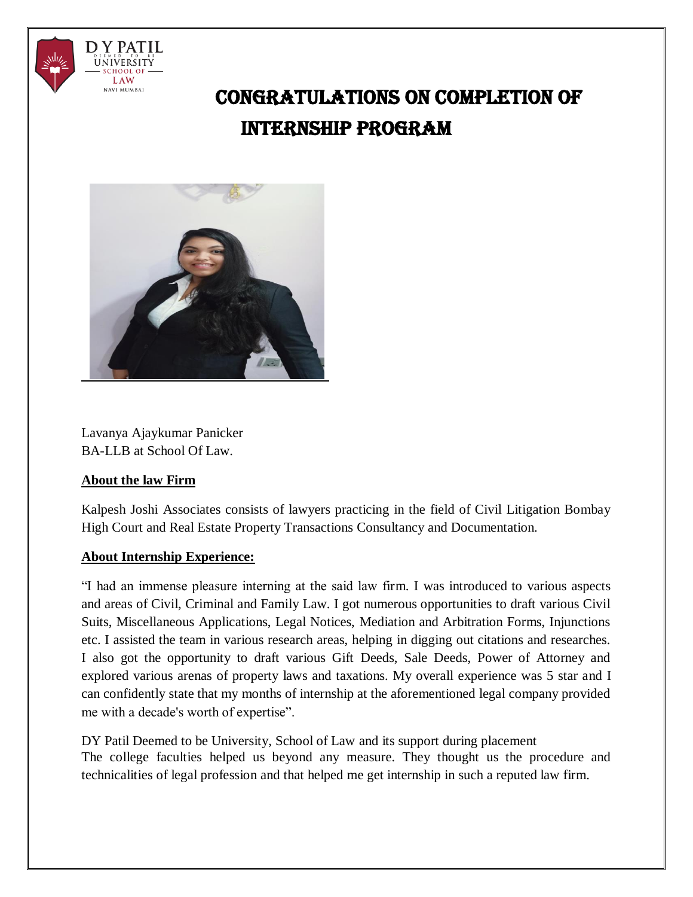# CONGRATULATIONS ON COMPLETION OF INTERNSHIP PROGRAM

Lavanya Ajaykumar Panicker
BA-LLB at School Of Law.

**About the law Firm**

Kalpesh Joshi Associates consists of lawyers practicing in the field of Civil Litigation Bombay High Court and Real Estate Property Transactions Consultancy and Documentation.

**About Internship Experience:**

"I had an immense pleasure interning at the said law firm. I was introduced to various aspects and areas of Civil, Criminal and Family Law. I got numerous opportunities to draft various Civil Suits, Miscellaneous Applications, Legal Notices, Mediation and Arbitration Forms, Injunctions etc. I assisted the team in various research areas, helping in digging out citations and researches. I also got the opportunity to draft various Gift Deeds, Sale Deeds, Power of Attorney and explored various arenas of property laws and taxations. My overall experience was 5 star and I can confidently state that my months of internship at the aforementioned legal company provided me with a decade's worth of expertise".

DY Patil Deemed to be University, School of Law and its support during placement
The college faculties helped us beyond any measure. They thought us the procedure and technicalities of legal profession and that helped me get internship in such a reputed law firm.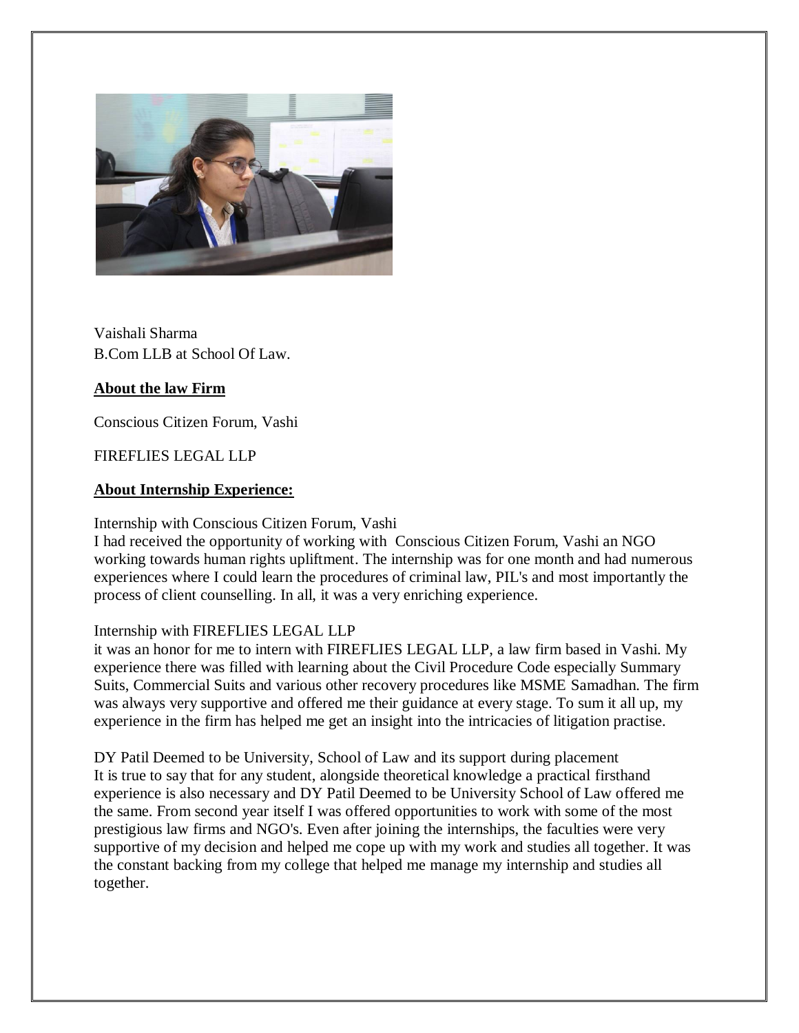Vaishali Sharma
B.Com LLB at School Of Law.

**About the law Firm**

Conscious Citizen Forum, Vashi

FIREFLIES LEGAL LLP

**About Internship Experience:**

Internship with Conscious Citizen Forum, Vashi
I had received the opportunity of working with Conscious Citizen Forum, Vashi an NGO working towards human rights upliftment. The internship was for one month and had numerous experiences where I could learn the procedures of criminal law, PIL's and most importantly the process of client counselling. In all, it was a very enriching experience.

Internship with FIREFLIES LEGAL LLP
it was an honor for me to intern with FIREFLIES LEGAL LLP, a law firm based in Vashi. My experience there was filled with learning about the Civil Procedure Code especially Summary Suits, Commercial Suits and various other recovery procedures like MSME Samadhan. The firm was always very supportive and offered me their guidance at every stage. To sum it all up, my experience in the firm has helped me get an insight into the intricacies of litigation practise.

DY Patil Deemed to be University, School of Law and its support during placement
It is true to say that for any student, alongside theoretical knowledge a practical firsthand experience is also necessary and DY Patil Deemed to be University School of Law offered me the same. From second year itself I was offered opportunities to work with some of the most prestigious law firms and NGO's. Even after joining the internships, the faculties were very supportive of my decision and helped me cope up with my work and studies all together. It was the constant backing from my college that helped me manage my internship and studies all together.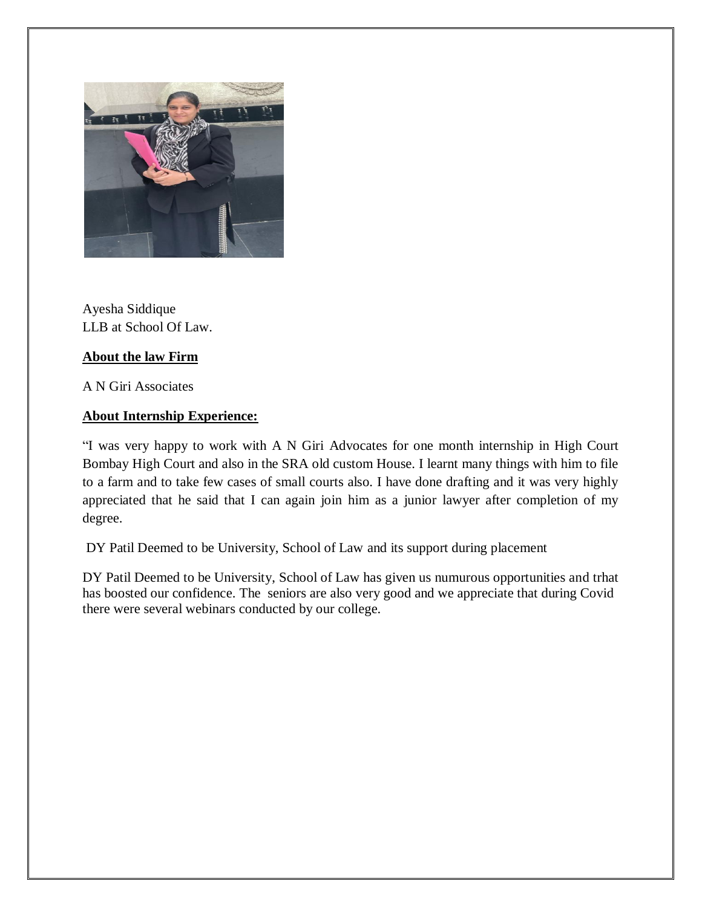Ayesha Siddique
LLB at School Of Law.

**About the law Firm**

A N Giri Associates

**About Internship Experience:**

"I was very happy to work with A N Giri Advocates for one month internship in High Court Bombay High Court and also in the SRA old custom House. I learnt many things with him to file to a farm and to take few cases of small courts also. I have done drafting and it was very highly appreciated that he said that I can again join him as a junior lawyer after completion of my degree.

DY Patil Deemed to be University, School of Law and its support during placement

DY Patil Deemed to be University, School of Law has given us numurous opportunities and trhat has boosted our confidence. The seniors are also very good and we appreciate that during Covid there were several webinars conducted by our college.